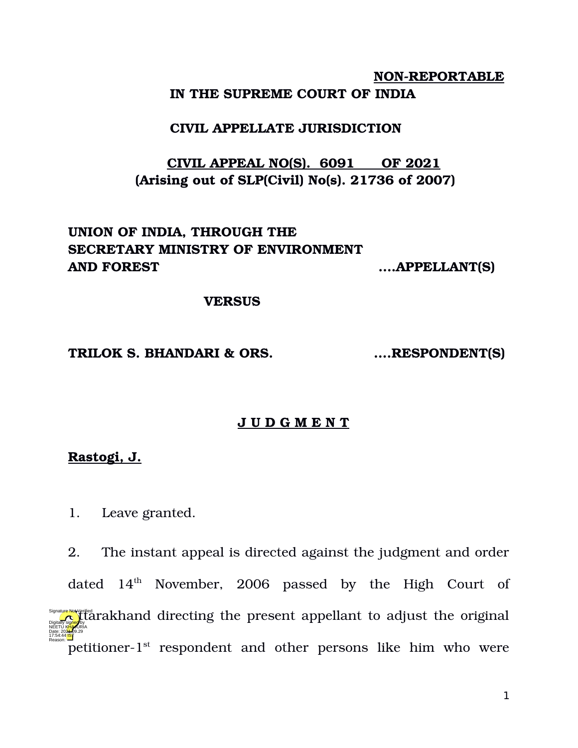**NON-REPORTABLE**

**IN THE SUPREME COURT OF INDIA**

**CIVIL APPELLATE JURISDICTION**

**CIVIL APPEAL NO(S). 6091 OF 2021**
**(Arising out of SLP(Civil) No(s). 21736 of 2007)**

**UNION OF INDIA, THROUGH THE SECRETARY MINISTRY OF ENVIRONMENT AND FOREST ....APPELLANT(S)**

**VERSUS**

**TRILOK S. BHANDARI & ORS. ....RESPONDENT(S)**

## J U D G M E N T

**Rastogi, J.**

1. Leave granted.

2. The instant appeal is directed against the judgment and order dated 14th November, 2006 passed by the High Court of Uttarakhand directing the present appellant to adjust the original petitioner-1st respondent and other persons like him who were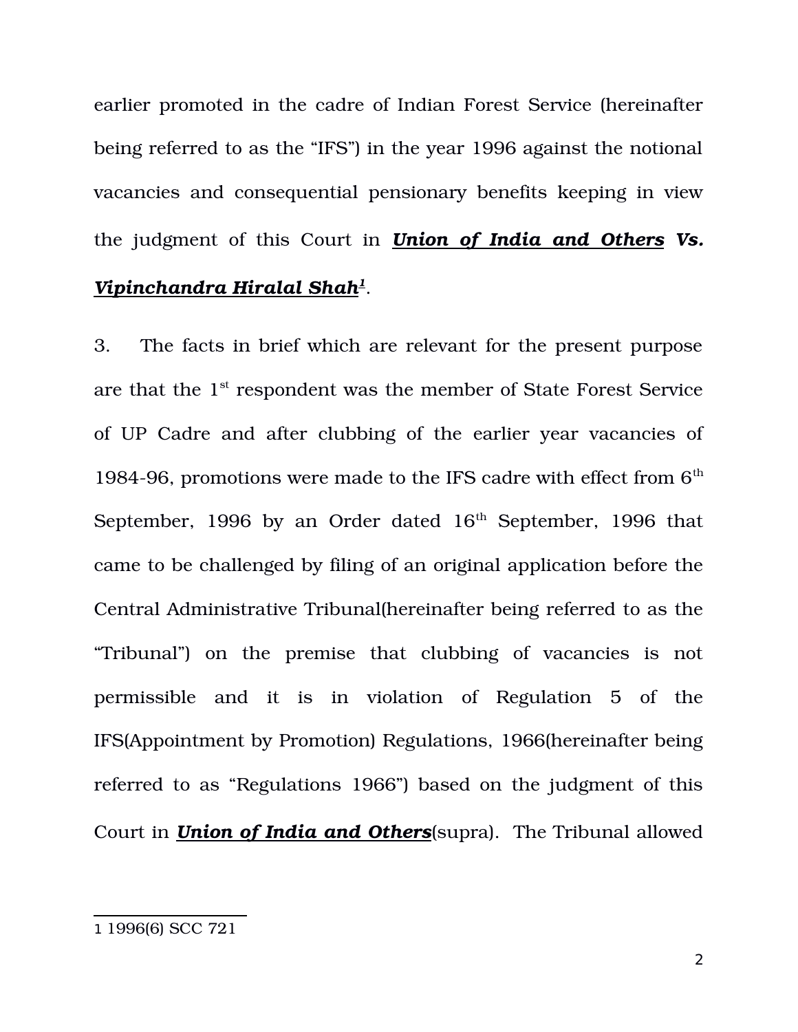earlier promoted in the cadre of Indian Forest Service (hereinafter being referred to as the "IFS") in the year 1996 against the notional vacancies and consequential pensionary benefits keeping in view the judgment of this Court in ***Union of India and Others* Vs. *Vipinchandra Hiralal Shah*[1]**.

3. The facts in brief which are relevant for the present purpose are that the 1st respondent was the member of State Forest Service of UP Cadre and after clubbing of the earlier year vacancies of 1984-96, promotions were made to the IFS cadre with effect from 6th September, 1996 by an Order dated 16th September, 1996 that came to be challenged by filing of an original application before the Central Administrative Tribunal(hereinafter being referred to as the "Tribunal") on the premise that clubbing of vacancies is not permissible and it is in violation of Regulation 5 of the IFS(Appointment by Promotion) Regulations, 1966(hereinafter being referred to as "Regulations 1966") based on the judgment of this Court in ***Union of India and Others***(supra). The Tribunal allowed

---

1 1996(6) SCC 721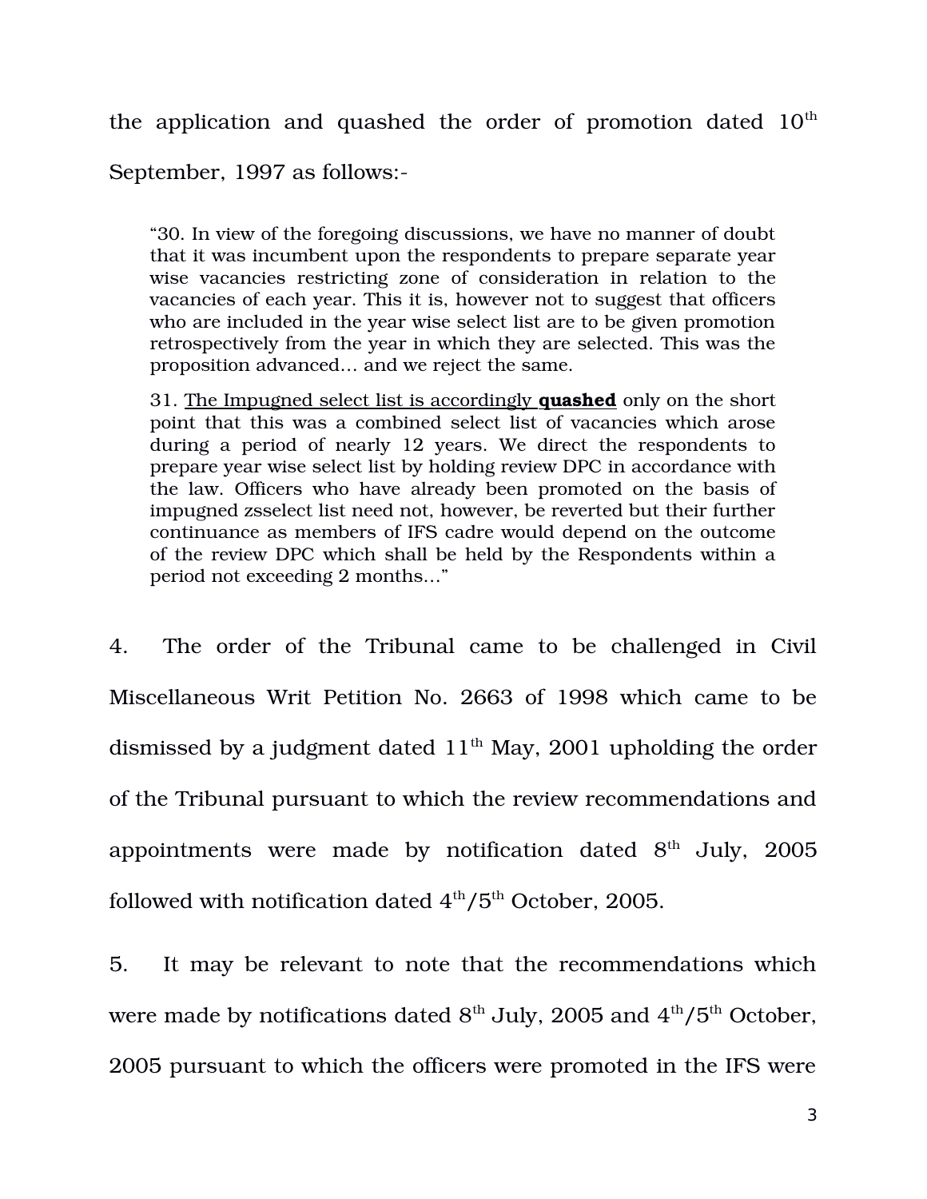the application and quashed the order of promotion dated 10th September, 1997 as follows:-

> "30. In view of the foregoing discussions, we have no manner of doubt that it was incumbent upon the respondents to prepare separate year wise vacancies restricting zone of consideration in relation to the vacancies of each year. This it is, however not to suggest that officers who are included in the year wise select list are to be given promotion retrospectively from the year in which they are selected. This was the proposition advanced… and we reject the same.
>
> 31. <u>The Impugned select list is accordingly **quashed**</u> only on the short point that this was a combined select list of vacancies which arose during a period of nearly 12 years. We direct the respondents to prepare year wise select list by holding review DPC in accordance with the law. Officers who have already been promoted on the basis of impugned zsselect list need not, however, be reverted but their further continuance as members of IFS cadre would depend on the outcome of the review DPC which shall be held by the Respondents within a period not exceeding 2 months…"

4. The order of the Tribunal came to be challenged in Civil Miscellaneous Writ Petition No. 2663 of 1998 which came to be dismissed by a judgment dated 11th May, 2001 upholding the order of the Tribunal pursuant to which the review recommendations and appointments were made by notification dated 8th July, 2005 followed with notification dated 4th/5th October, 2005.

5. It may be relevant to note that the recommendations which were made by notifications dated 8th July, 2005 and 4th/5th October, 2005 pursuant to which the officers were promoted in the IFS were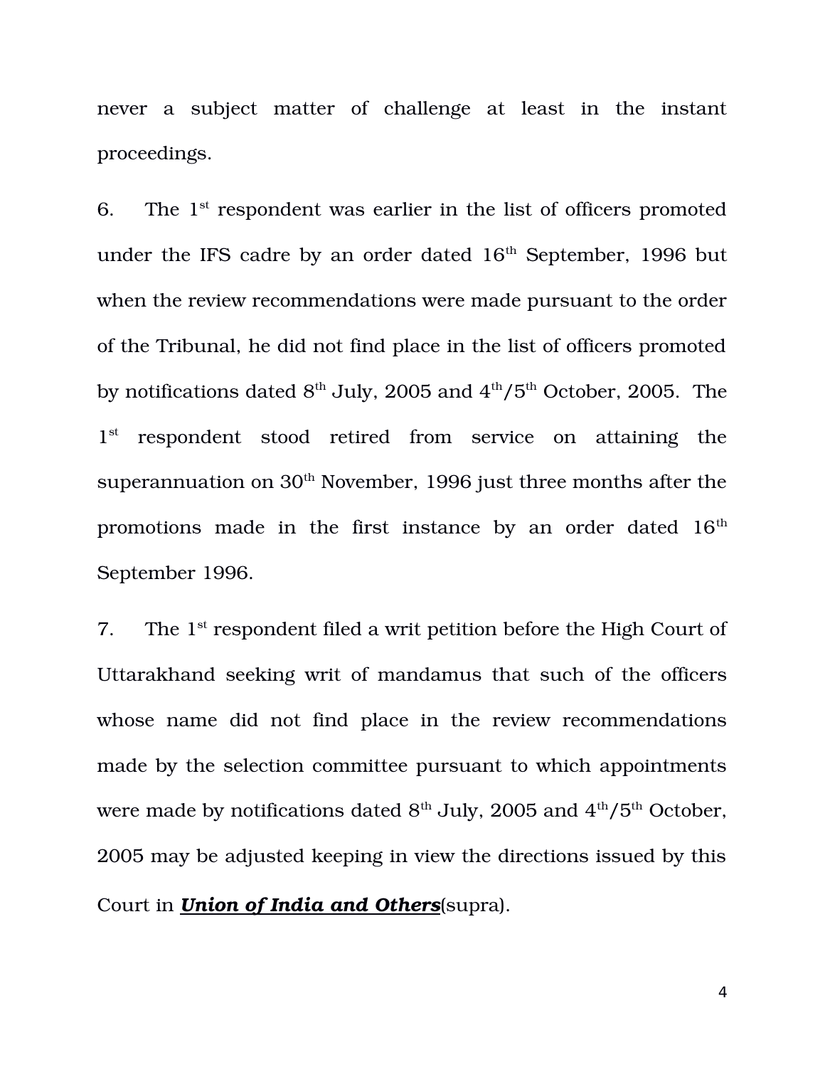never a subject matter of challenge at least in the instant proceedings.

6. The 1st respondent was earlier in the list of officers promoted under the IFS cadre by an order dated 16th September, 1996 but when the review recommendations were made pursuant to the order of the Tribunal, he did not find place in the list of officers promoted by notifications dated 8th July, 2005 and 4th/5th October, 2005. The 1st respondent stood retired from service on attaining the superannuation on 30th November, 1996 just three months after the promotions made in the first instance by an order dated 16th September 1996.

7. The 1st respondent filed a writ petition before the High Court of Uttarakhand seeking writ of mandamus that such of the officers whose name did not find place in the review recommendations made by the selection committee pursuant to which appointments were made by notifications dated 8th July, 2005 and 4th/5th October, 2005 may be adjusted keeping in view the directions issued by this Court in ***Union of India and Others***(supra).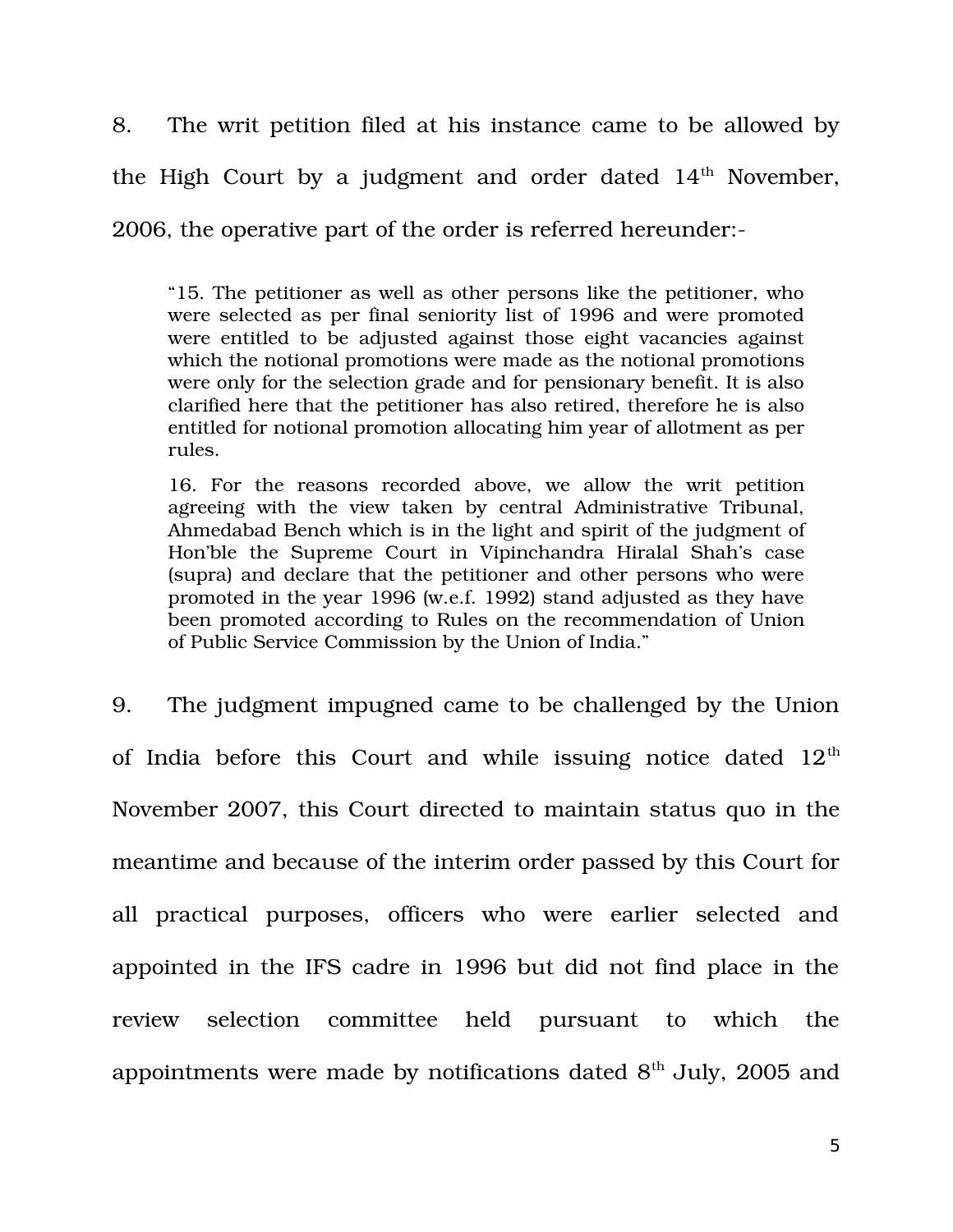8. The writ petition filed at his instance came to be allowed by the High Court by a judgment and order dated 14th November, 2006, the operative part of the order is referred hereunder:-

> "15. The petitioner as well as other persons like the petitioner, who were selected as per final seniority list of 1996 and were promoted were entitled to be adjusted against those eight vacancies against which the notional promotions were made as the notional promotions were only for the selection grade and for pensionary benefit. It is also clarified here that the petitioner has also retired, therefore he is also entitled for notional promotion allocating him year of allotment as per rules.
>
> 16. For the reasons recorded above, we allow the writ petition agreeing with the view taken by central Administrative Tribunal, Ahmedabad Bench which is in the light and spirit of the judgment of Hon'ble the Supreme Court in Vipinchandra Hiralal Shah's case (supra) and declare that the petitioner and other persons who were promoted in the year 1996 (w.e.f. 1992) stand adjusted as they have been promoted according to Rules on the recommendation of Union of Public Service Commission by the Union of India."

9. The judgment impugned came to be challenged by the Union of India before this Court and while issuing notice dated 12th November 2007, this Court directed to maintain status quo in the meantime and because of the interim order passed by this Court for all practical purposes, officers who were earlier selected and appointed in the IFS cadre in 1996 but did not find place in the review selection committee held pursuant to which the appointments were made by notifications dated 8th July, 2005 and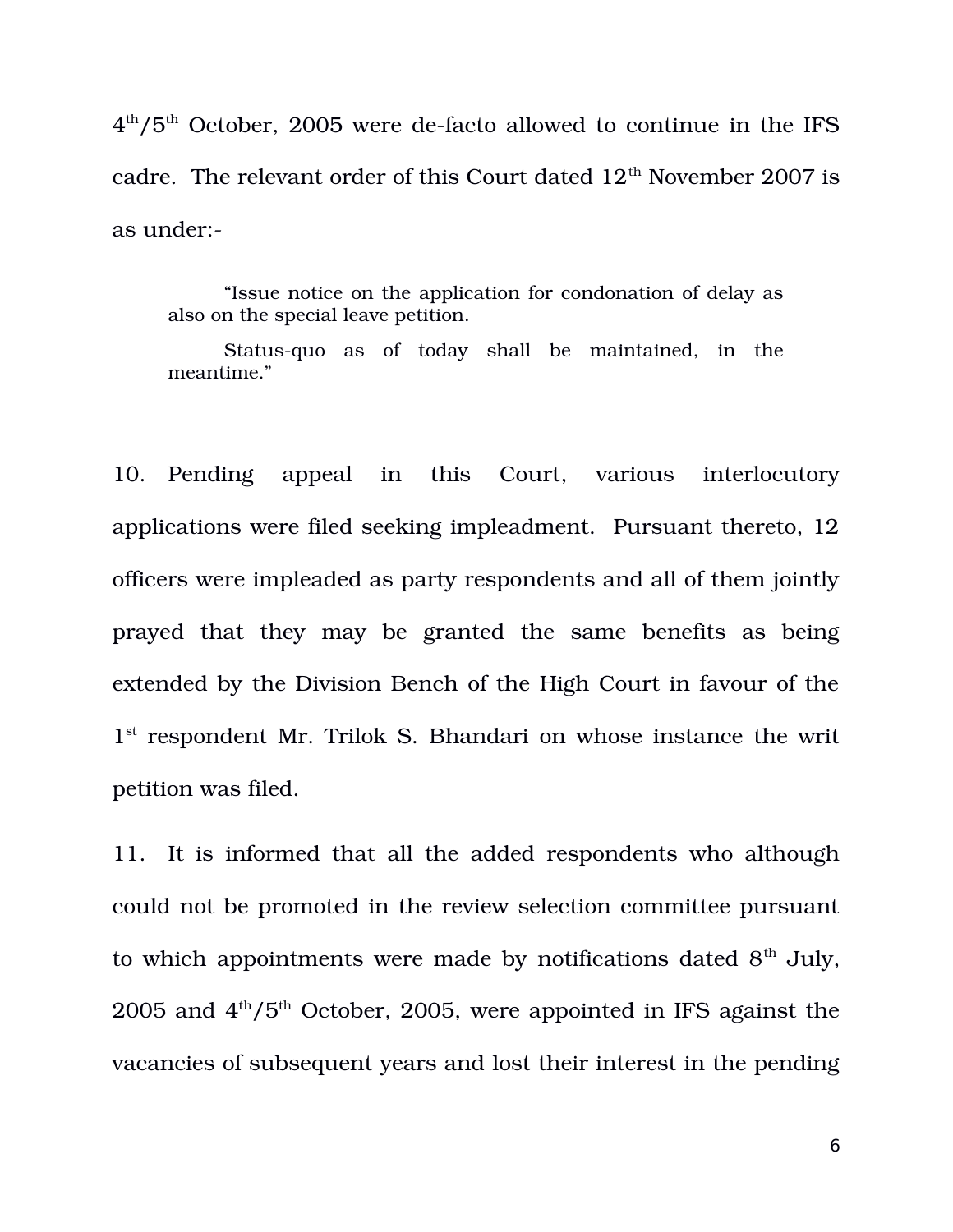4th/5th October, 2005 were de-facto allowed to continue in the IFS cadre. The relevant order of this Court dated 12th November 2007 is as under:-

> "Issue notice on the application for condonation of delay as also on the special leave petition.
>
> Status-quo as of today shall be maintained, in the meantime."

10. Pending appeal in this Court, various interlocutory applications were filed seeking impleadment. Pursuant thereto, 12 officers were impleaded as party respondents and all of them jointly prayed that they may be granted the same benefits as being extended by the Division Bench of the High Court in favour of the 1st respondent Mr. Trilok S. Bhandari on whose instance the writ petition was filed.

11. It is informed that all the added respondents who although could not be promoted in the review selection committee pursuant to which appointments were made by notifications dated 8th July, 2005 and 4th/5th October, 2005, were appointed in IFS against the vacancies of subsequent years and lost their interest in the pending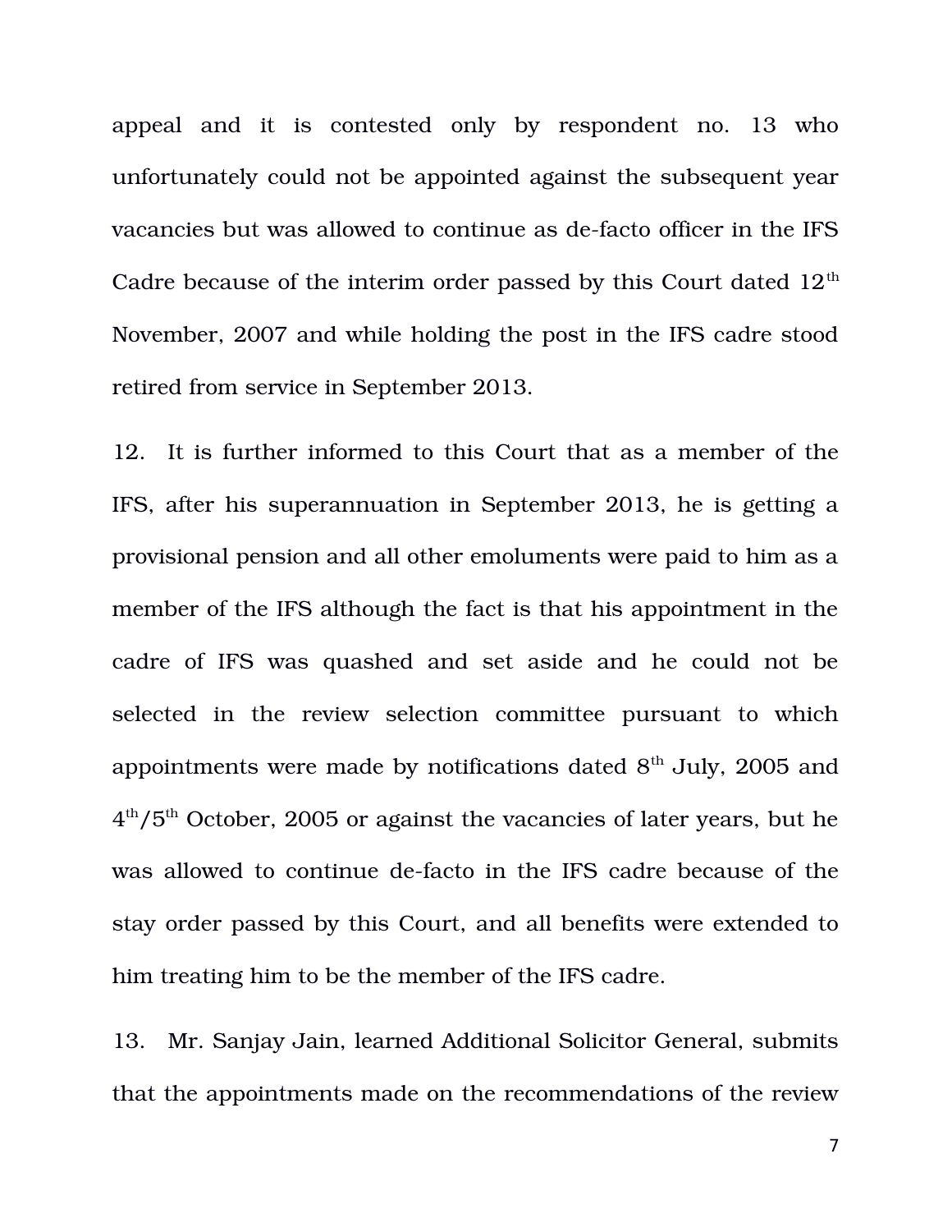appeal and it is contested only by respondent no. 13 who unfortunately could not be appointed against the subsequent year vacancies but was allowed to continue as de-facto officer in the IFS Cadre because of the interim order passed by this Court dated 12th November, 2007 and while holding the post in the IFS cadre stood retired from service in September 2013.

12. It is further informed to this Court that as a member of the IFS, after his superannuation in September 2013, he is getting a provisional pension and all other emoluments were paid to him as a member of the IFS although the fact is that his appointment in the cadre of IFS was quashed and set aside and he could not be selected in the review selection committee pursuant to which appointments were made by notifications dated 8th July, 2005 and 4th/5th October, 2005 or against the vacancies of later years, but he was allowed to continue de-facto in the IFS cadre because of the stay order passed by this Court, and all benefits were extended to him treating him to be the member of the IFS cadre.

13. Mr. Sanjay Jain, learned Additional Solicitor General, submits that the appointments made on the recommendations of the review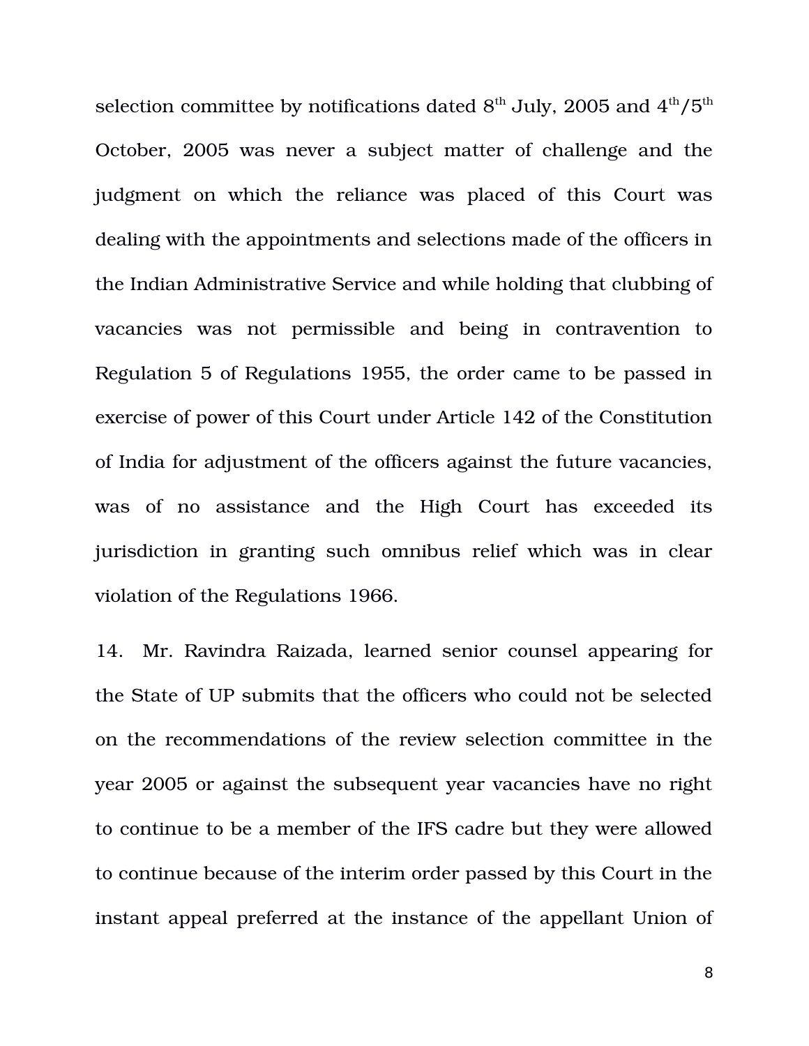selection committee by notifications dated 8th July, 2005 and 4th/5th October, 2005 was never a subject matter of challenge and the judgment on which the reliance was placed of this Court was dealing with the appointments and selections made of the officers in the Indian Administrative Service and while holding that clubbing of vacancies was not permissible and being in contravention to Regulation 5 of Regulations 1955, the order came to be passed in exercise of power of this Court under Article 142 of the Constitution of India for adjustment of the officers against the future vacancies, was of no assistance and the High Court has exceeded its jurisdiction in granting such omnibus relief which was in clear violation of the Regulations 1966.

14. Mr. Ravindra Raizada, learned senior counsel appearing for the State of UP submits that the officers who could not be selected on the recommendations of the review selection committee in the year 2005 or against the subsequent year vacancies have no right to continue to be a member of the IFS cadre but they were allowed to continue because of the interim order passed by this Court in the instant appeal preferred at the instance of the appellant Union of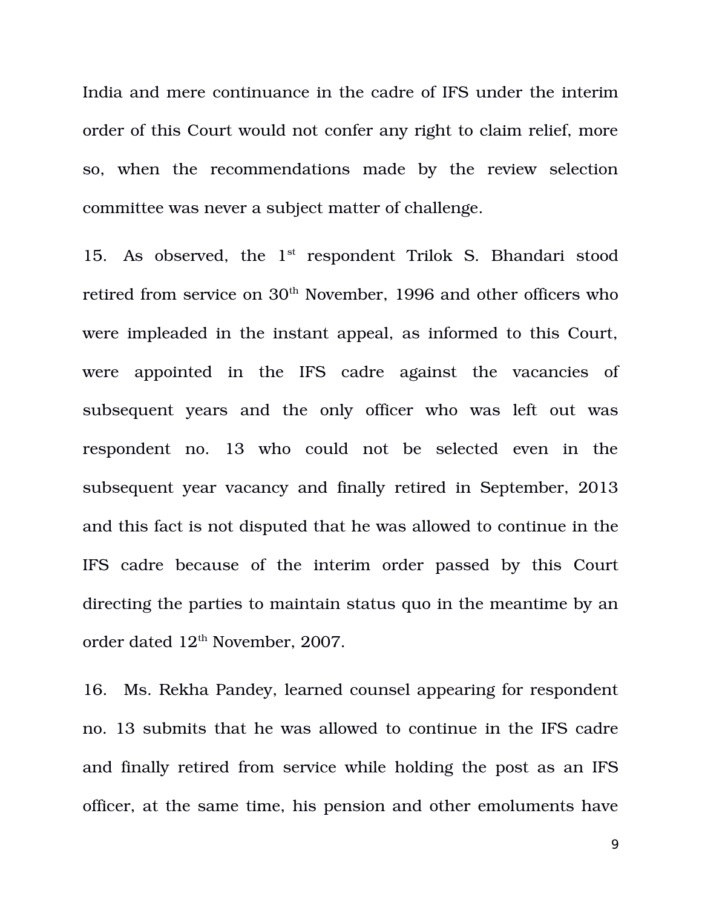India and mere continuance in the cadre of IFS under the interim order of this Court would not confer any right to claim relief, more so, when the recommendations made by the review selection committee was never a subject matter of challenge.

15. As observed, the 1st respondent Trilok S. Bhandari stood retired from service on 30th November, 1996 and other officers who were impleaded in the instant appeal, as informed to this Court, were appointed in the IFS cadre against the vacancies of subsequent years and the only officer who was left out was respondent no. 13 who could not be selected even in the subsequent year vacancy and finally retired in September, 2013 and this fact is not disputed that he was allowed to continue in the IFS cadre because of the interim order passed by this Court directing the parties to maintain status quo in the meantime by an order dated 12th November, 2007.

16. Ms. Rekha Pandey, learned counsel appearing for respondent no. 13 submits that he was allowed to continue in the IFS cadre and finally retired from service while holding the post as an IFS officer, at the same time, his pension and other emoluments have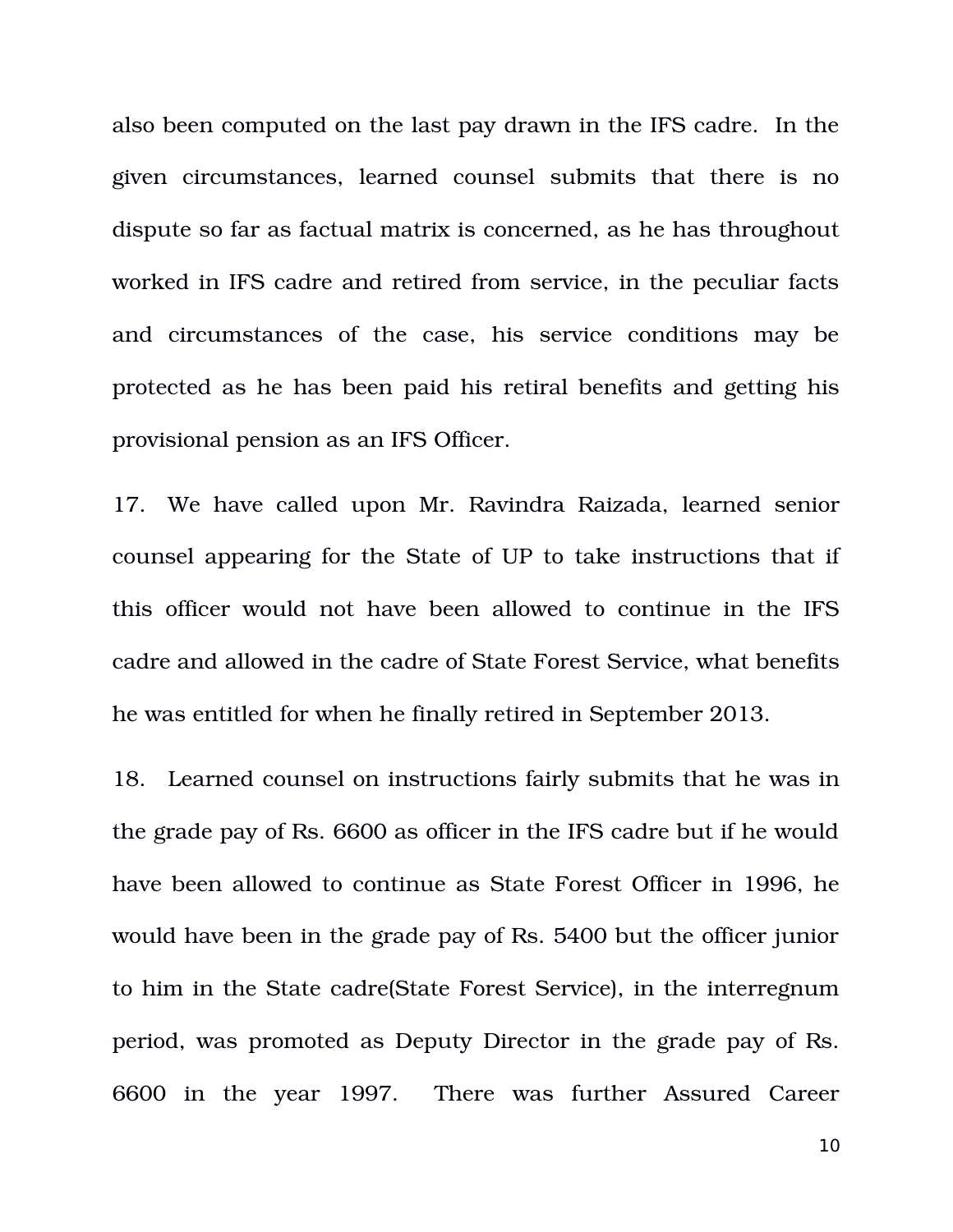also been computed on the last pay drawn in the IFS cadre. In the given circumstances, learned counsel submits that there is no dispute so far as factual matrix is concerned, as he has throughout worked in IFS cadre and retired from service, in the peculiar facts and circumstances of the case, his service conditions may be protected as he has been paid his retiral benefits and getting his provisional pension as an IFS Officer.

17. We have called upon Mr. Ravindra Raizada, learned senior counsel appearing for the State of UP to take instructions that if this officer would not have been allowed to continue in the IFS cadre and allowed in the cadre of State Forest Service, what benefits he was entitled for when he finally retired in September 2013.

18. Learned counsel on instructions fairly submits that he was in the grade pay of Rs. 6600 as officer in the IFS cadre but if he would have been allowed to continue as State Forest Officer in 1996, he would have been in the grade pay of Rs. 5400 but the officer junior to him in the State cadre(State Forest Service), in the interregnum period, was promoted as Deputy Director in the grade pay of Rs. 6600 in the year 1997. There was further Assured Career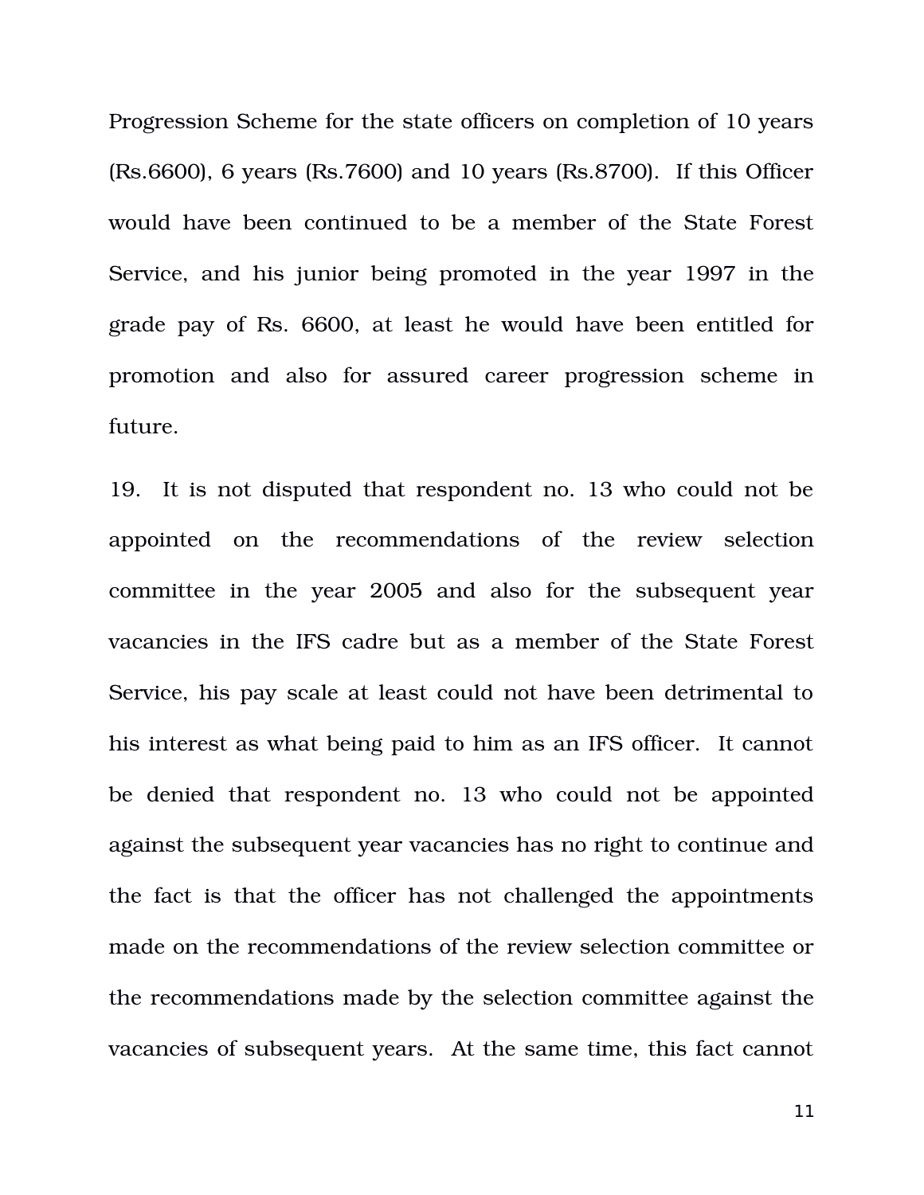Progression Scheme for the state officers on completion of 10 years (Rs.6600), 6 years (Rs.7600) and 10 years (Rs.8700). If this Officer would have been continued to be a member of the State Forest Service, and his junior being promoted in the year 1997 in the grade pay of Rs. 6600, at least he would have been entitled for promotion and also for assured career progression scheme in future.

19. It is not disputed that respondent no. 13 who could not be appointed on the recommendations of the review selection committee in the year 2005 and also for the subsequent year vacancies in the IFS cadre but as a member of the State Forest Service, his pay scale at least could not have been detrimental to his interest as what being paid to him as an IFS officer. It cannot be denied that respondent no. 13 who could not be appointed against the subsequent year vacancies has no right to continue and the fact is that the officer has not challenged the appointments made on the recommendations of the review selection committee or the recommendations made by the selection committee against the vacancies of subsequent years. At the same time, this fact cannot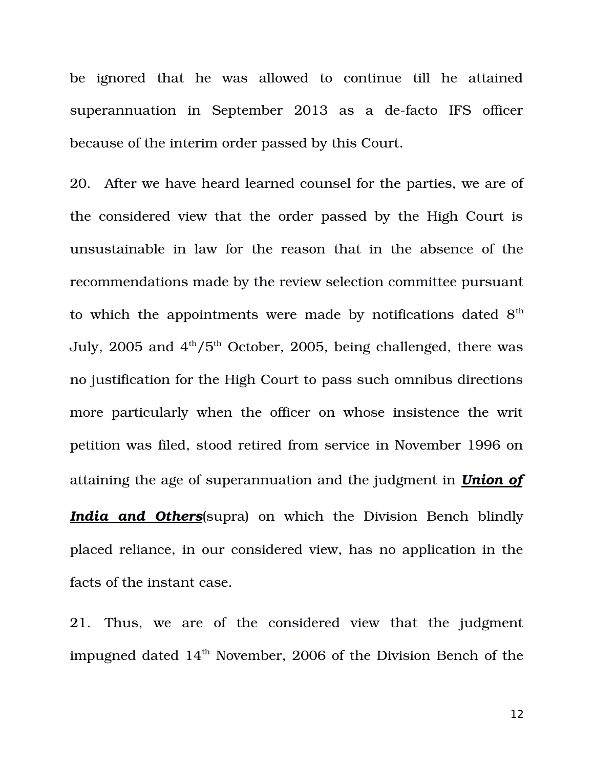be ignored that he was allowed to continue till he attained superannuation in September 2013 as a de-facto IFS officer because of the interim order passed by this Court.

20. After we have heard learned counsel for the parties, we are of the considered view that the order passed by the High Court is unsustainable in law for the reason that in the absence of the recommendations made by the review selection committee pursuant to which the appointments were made by notifications dated 8th July, 2005 and 4th/5th October, 2005, being challenged, there was no justification for the High Court to pass such omnibus directions more particularly when the officer on whose insistence the writ petition was filed, stood retired from service in November 1996 on attaining the age of superannuation and the judgment in ***Union of India and Others***(supra) on which the Division Bench blindly placed reliance, in our considered view, has no application in the facts of the instant case.

21. Thus, we are of the considered view that the judgment impugned dated 14th November, 2006 of the Division Bench of the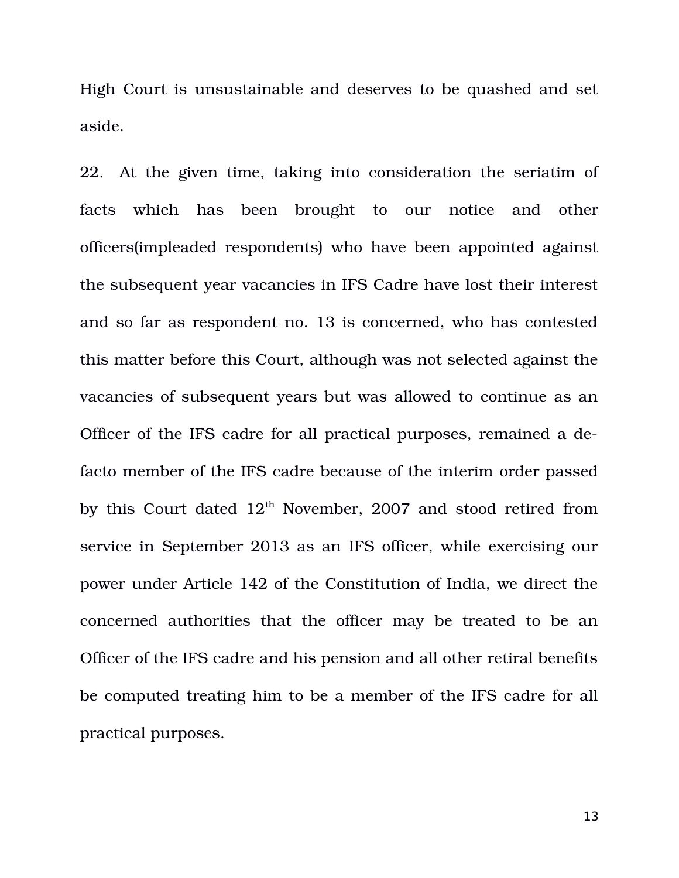High Court is unsustainable and deserves to be quashed and set aside.

22. At the given time, taking into consideration the seriatim of facts which has been brought to our notice and other officers(impleaded respondents) who have been appointed against the subsequent year vacancies in IFS Cadre have lost their interest and so far as respondent no. 13 is concerned, who has contested this matter before this Court, although was not selected against the vacancies of subsequent years but was allowed to continue as an Officer of the IFS cadre for all practical purposes, remained a de-facto member of the IFS cadre because of the interim order passed by this Court dated 12th November, 2007 and stood retired from service in September 2013 as an IFS officer, while exercising our power under Article 142 of the Constitution of India, we direct the concerned authorities that the officer may be treated to be an Officer of the IFS cadre and his pension and all other retiral benefits be computed treating him to be a member of the IFS cadre for all practical purposes.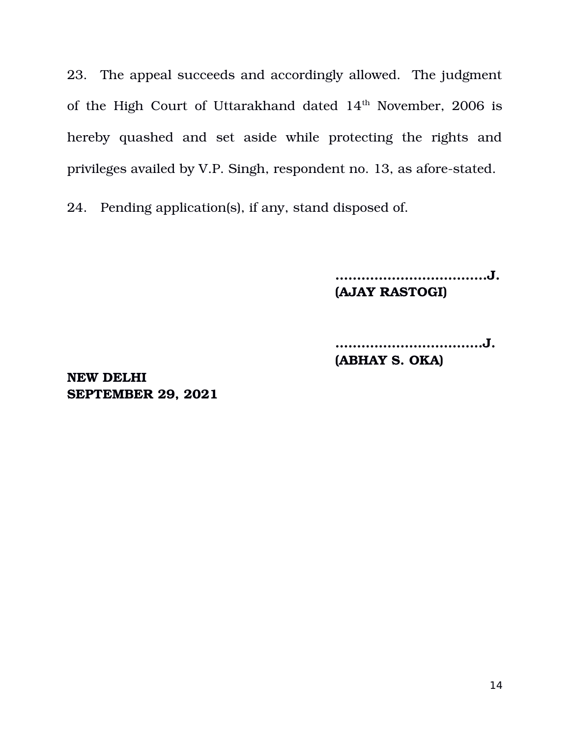23. The appeal succeeds and accordingly allowed. The judgment of the High Court of Uttarakhand dated 14th November, 2006 is hereby quashed and set aside while protecting the rights and privileges availed by V.P. Singh, respondent no. 13, as afore-stated.

24. Pending application(s), if any, stand disposed of.

**…………………………….J.**
**(AJAY RASTOGI)**

**…………………………….J.**
**(ABHAY S. OKA)**

**NEW DELHI**
**SEPTEMBER 29, 2021**